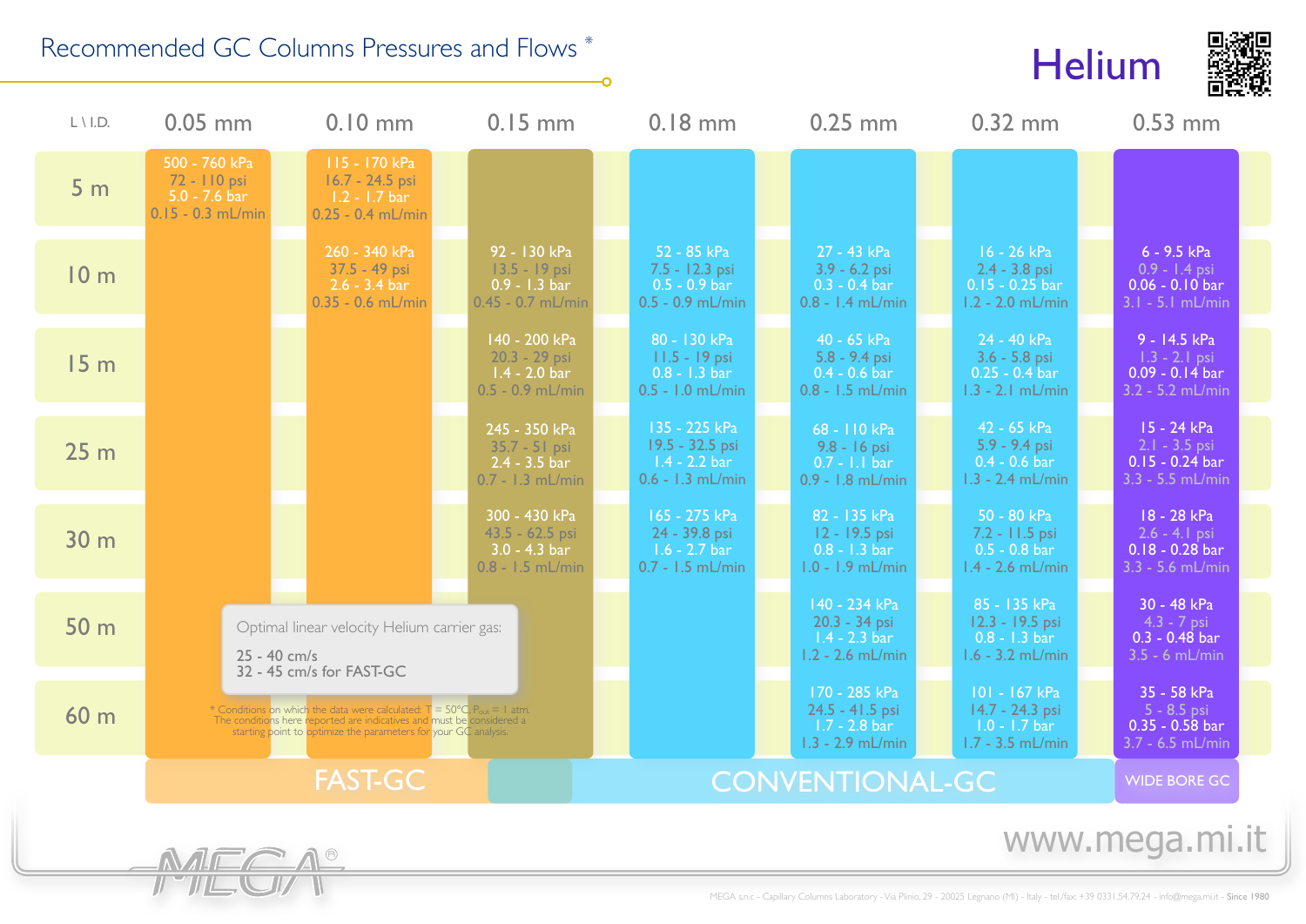# Recommended GC Columns Pressures and Flows *

## Helium

| L \ I.D. | 0.05 mm | 0.10 mm | 0.15 mm | 0.18 mm | 0.25 mm | 0.32 mm | 0.53 mm |
|---|---|---|---|---|---|---|---|
| 5 m | 500 - 760 kPa<br>72 - 110 psi<br>5.0 - 7.6 bar<br>0.15 - 0.3 mL/min | 115 - 170 kPa<br>16.7 - 24.5 psi<br>1.2 - 1.7 bar<br>0.25 - 0.4 mL/min | | | | | |
| 10 m | | 260 - 340 kPa<br>37.5 - 49 psi<br>2.6 - 3.4 bar<br>0.35 - 0.6 mL/min | 92 - 130 kPa<br>13.5 - 19 psi<br>0.9 - 1.3 bar<br>0.45 - 0.7 mL/min | 52 - 85 kPa<br>7.5 - 12.3 psi<br>0.5 - 0.9 bar<br>0.5 - 0.9 mL/min | 27 - 43 kPa<br>3.9 - 6.2 psi<br>0.3 - 0.4 bar<br>0.8 - 1.4 mL/min | 16 - 26 kPa<br>2.4 - 3.8 psi<br>0.15 - 0.25 bar<br>1.2 - 2.0 mL/min | 6 - 9.5 kPa<br>0.9 - 1.4 psi<br>0.06 - 0.10 bar<br>3.1 - 5.1 mL/min |
| 15 m | | | 140 - 200 kPa<br>20.3 - 29 psi<br>1.4 - 2.0 bar<br>0.5 - 0.9 mL/min | 80 - 130 kPa<br>11.5 - 19 psi<br>0.8 - 1.3 bar<br>0.5 - 1.0 mL/min | 40 - 65 kPa<br>5.8 - 9.4 psi<br>0.4 - 0.6 bar<br>0.8 - 1.5 mL/min | 24 - 40 kPa<br>3.6 - 5.8 psi<br>0.25 - 0.4 bar<br>1.3 - 2.1 mL/min | 9 - 14.5 kPa<br>1.3 - 2.1 psi<br>0.09 - 0.14 bar<br>3.2 - 5.2 mL/min |
| 25 m | | | 245 - 350 kPa<br>35.7 - 51 psi<br>2.4 - 3.5 bar<br>0.7 - 1.3 mL/min | 135 - 225 kPa<br>19.5 - 32.5 psi<br>1.4 - 2.2 bar<br>0.6 - 1.3 mL/min | 68 - 110 kPa<br>9.8 - 16 psi<br>0.7 - 1.1 bar<br>0.9 - 1.8 mL/min | 42 - 65 kPa<br>5.9 - 9.4 psi<br>0.4 - 0.6 bar<br>1.3 - 2.4 mL/min | 15 - 24 kPa<br>2.1 - 3.5 psi<br>0.15 - 0.24 bar<br>3.3 - 5.5 mL/min |
| 30 m | | | 300 - 430 kPa<br>43.5 - 62.5 psi<br>3.0 - 4.3 bar<br>0.8 - 1.5 mL/min | 165 - 275 kPa<br>24 - 39.8 psi<br>1.6 - 2.7 bar<br>0.7 - 1.5 mL/min | 82 - 135 kPa<br>12 - 19.5 psi<br>0.8 - 1.3 bar<br>1.0 - 1.9 mL/min | 50 - 80 kPa<br>7.2 - 11.5 psi<br>0.5 - 0.8 bar<br>1.4 - 2.6 mL/min | 18 - 28 kPa<br>2.6 - 4.1 psi<br>0.18 - 0.28 bar<br>3.3 - 5.6 mL/min |
| 50 m | | | | | 140 - 234 kPa<br>20.3 - 34 psi<br>1.4 - 2.3 bar<br>1.2 - 2.6 mL/min | 85 - 135 kPa<br>12.3 - 19.5 psi<br>0.8 - 1.3 bar<br>1.6 - 3.2 mL/min | 30 - 48 kPa<br>4.3 - 7 psi<br>0.3 - 0.48 bar<br>3.5 - 6 mL/min |
| 60 m | | | | | 170 - 285 kPa<br>24.5 - 41.5 psi<br>1.7 - 2.8 bar<br>1.3 - 2.9 mL/min | 101 - 167 kPa<br>14.7 - 24.3 psi<br>1.0 - 1.7 bar<br>1.7 - 3.5 mL/min | 35 - 58 kPa<br>5 - 8.5 psi<br>0.35 - 0.58 bar<br>3.7 - 6.5 mL/min |
| | FAST-GC | FAST-GC | FAST-GC / CONVENTIONAL-GC | CONVENTIONAL-GC | CONVENTIONAL-GC | CONVENTIONAL-GC | WIDE BORE GC |

Optimal linear velocity Helium carrier gas:

25 - 40 cm/s
32 - 45 cm/s for FAST-GC

* Conditions on which the data were calculated: T = 50°C, $P_{out}$ = 1 atm.
The conditions here reported are indicatives and must be considered a starting point to optimize the parameters for your GC analysis.

www.mega.mi.it

MEGA®

MEGA s.n.c - Capillary Columns Laboratory - Via Plinio, 29 - 20025 Legnano (MI) - Italy - tel/fax +39 0331.54.79.24 - info@mega.mi.it - Since 1980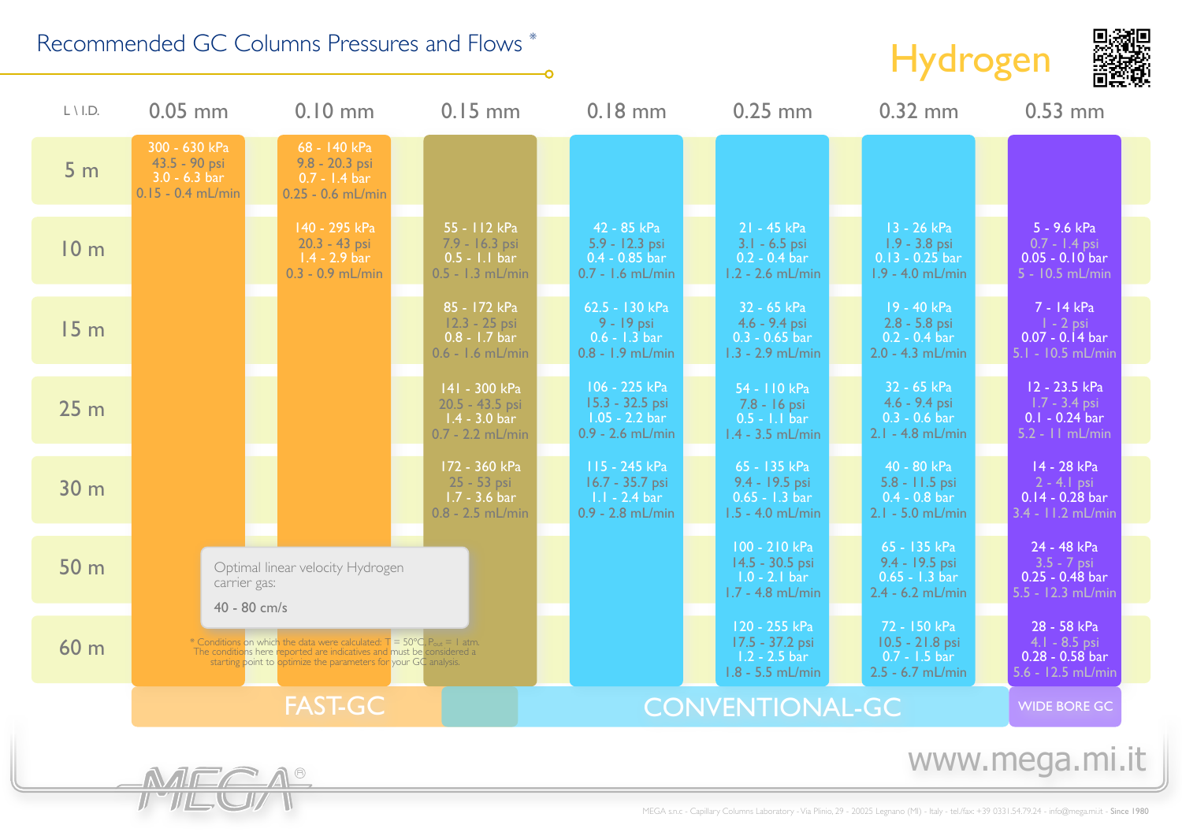# Recommended GC Columns Pressures and Flows *

## Hydrogen

| L \ I.D. | 0.05 mm | 0.10 mm | 0.15 mm | 0.18 mm | 0.25 mm | 0.32 mm | 0.53 mm |
|---|---|---|---|---|---|---|---|
| 5 m | 300 - 630 kPa<br>43.5 - 90 psi<br>3.0 - 6.3 bar<br>0.15 - 0.4 mL/min | 68 - 140 kPa<br>9.8 - 20.3 psi<br>0.7 - 1.4 bar<br>0.25 - 0.6 mL/min | | | | | |
| 10 m | | 140 - 295 kPa<br>20.3 - 43 psi<br>1.4 - 2.9 bar<br>0.3 - 0.9 mL/min | 55 - 112 kPa<br>7.9 - 16.3 psi<br>0.5 - 1.1 bar<br>0.5 - 1.3 mL/min | 42 - 85 kPa<br>5.9 - 12.3 psi<br>0.4 - 0.85 bar<br>0.7 - 1.6 mL/min | 21 - 45 kPa<br>3.1 - 6.5 psi<br>0.2 - 0.4 bar<br>1.2 - 2.6 mL/min | 13 - 26 kPa<br>1.9 - 3.8 psi<br>0.13 - 0.25 bar<br>1.9 - 4.0 mL/min | 5 - 9.6 kPa<br>0.7 - 1.4 psi<br>0.05 - 0.10 bar<br>5 - 10.5 mL/min |
| 15 m | | | 85 - 172 kPa<br>12.3 - 25 psi<br>0.8 - 1.7 bar<br>0.6 - 1.6 mL/min | 62.5 - 130 kPa<br>9 - 19 psi<br>0.6 - 1.3 bar<br>0.8 - 1.9 mL/min | 32 - 65 kPa<br>4.6 - 9.4 psi<br>0.3 - 0.65 bar<br>1.3 - 2.9 mL/min | 19 - 40 kPa<br>2.8 - 5.8 psi<br>0.2 - 0.4 bar<br>2.0 - 4.3 mL/min | 7 - 14 kPa<br>1 - 2 psi<br>0.07 - 0.14 bar<br>5.1 - 10.5 mL/min |
| 25 m | | | 141 - 300 kPa<br>20.5 - 43.5 psi<br>1.4 - 3.0 bar<br>0.7 - 2.2 mL/min | 106 - 225 kPa<br>15.3 - 32.5 psi<br>1.05 - 2.2 bar<br>0.9 - 2.6 mL/min | 54 - 110 kPa<br>7.8 - 16 psi<br>0.5 - 1.1 bar<br>1.4 - 3.5 mL/min | 32 - 65 kPa<br>4.6 - 9.4 psi<br>0.3 - 0.6 bar<br>2.1 - 4.8 mL/min | 12 - 23.5 kPa<br>1.7 - 3.4 psi<br>0.1 - 0.24 bar<br>5.2 - 11 mL/min |
| 30 m | | | 172 - 360 kPa<br>25 - 53 psi<br>1.7 - 3.6 bar<br>0.8 - 2.5 mL/min | 115 - 245 kPa<br>16.7 - 35.7 psi<br>1.1 - 2.4 bar<br>0.9 - 2.8 mL/min | 65 - 135 kPa<br>9.4 - 19.5 psi<br>0.65 - 1.3 bar<br>1.5 - 4.0 mL/min | 40 - 80 kPa<br>5.8 - 11.5 psi<br>0.4 - 0.8 bar<br>2.1 - 5.0 mL/min | 14 - 28 kPa<br>2 - 4.1 psi<br>0.14 - 0.28 bar<br>3.4 - 11.2 mL/min |
| 50 m | | | | | 100 - 210 kPa<br>14.5 - 30.5 psi<br>1.0 - 2.1 bar<br>1.7 - 4.8 mL/min | 65 - 135 kPa<br>9.4 - 19.5 psi<br>0.65 - 1.3 bar<br>2.4 - 6.2 mL/min | 24 - 48 kPa<br>3.5 - 7 psi<br>0.25 - 0.48 bar<br>5.5 - 12.3 mL/min |
| 60 m | | | | | 120 - 255 kPa<br>17.5 - 37.2 psi<br>1.2 - 2.5 bar<br>1.8 - 5.5 mL/min | 72 - 150 kPa<br>10.5 - 21.8 psi<br>0.7 - 1.5 bar<br>2.5 - 6.7 mL/min | 28 - 58 kPa<br>4.1 - 8.5 psi<br>0.28 - 0.58 bar<br>5.6 - 12.5 mL/min |

FAST-GC | CONVENTIONAL-GC | WIDE BORE GC

Optimal linear velocity Hydrogen carrier gas:

40 - 80 cm/s

* Conditions on which the data were calculated: T = 50°C, $P_{out}$ = 1 atm.
The conditions here reported are indicatives and must be considered a starting point to optimize the parameters for your GC analysis.

www.mega.mi.it

MEGA s.n.c - Capillary Columns Laboratory - Via Plinio, 29 - 20025 Legnano (MI) - Italy - tel./fax +39 0331.54.79.24 - info@mega.mi.it - Since 1980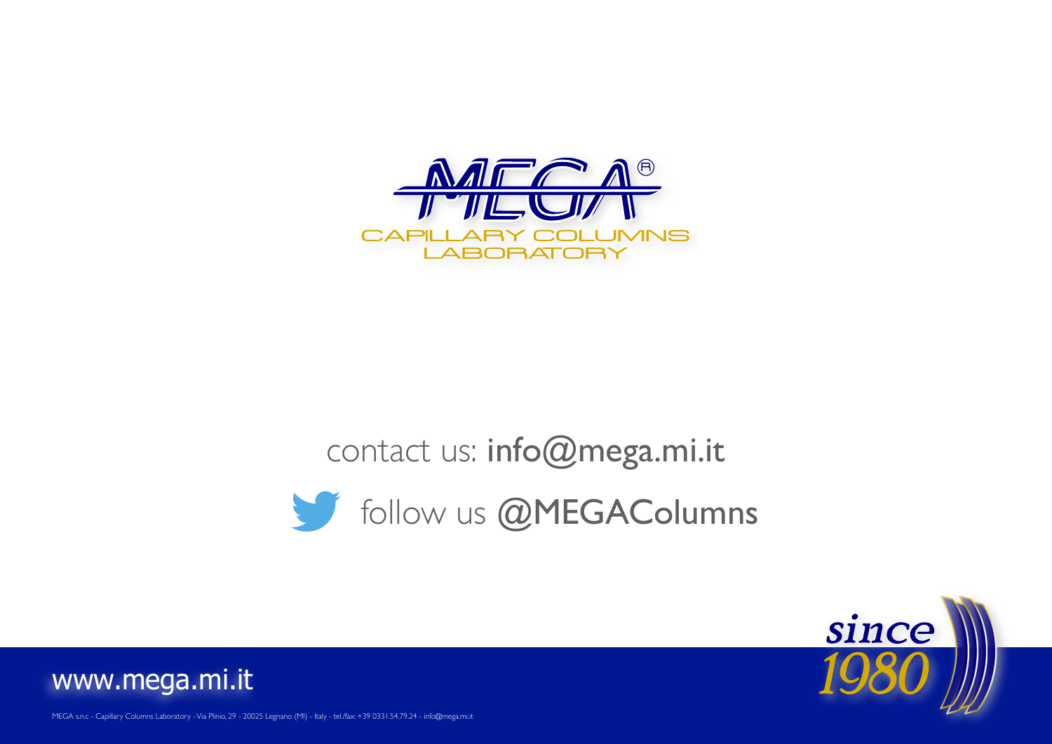MEGA®

CAPILLARY COLUMNS LABORATORY

contact us: **info@mega.mi.it**

follow us **@MEGAColumns**

since 1980

www.mega.mi.it

MEGA s.n.c - Capillary Columns Laboratory - Via Plinio, 29 - 20025 Legnano (MI) - Italy - tel./fax: +39 0331.54.79.24 - info@mega.mi.it